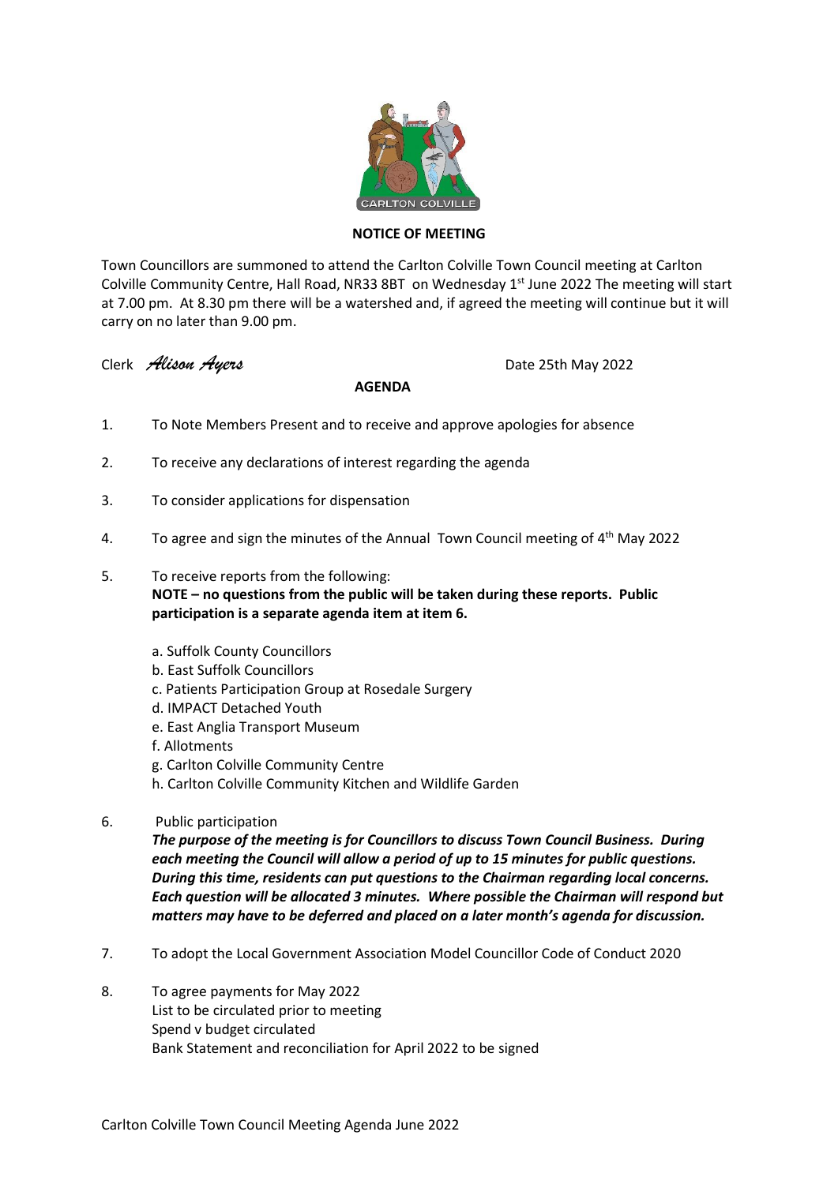**NOTICE OF MEETING**

Town Councillors are summoned to attend the Carlton Colville Town Council meeting at Carlton Colville Community Centre, Hall Road, NR33 8BT on Wednesday 1st June 2022 The meeting will start at 7.00 pm. At 8.30 pm there will be a watershed and, if agreed the meeting will continue but it will carry on no later than 9.00 pm.

Clerk *Alison Ayers* Date 25th May 2022

**AGENDA**

1. To Note Members Present and to receive and approve apologies for absence

2. To receive any declarations of interest regarding the agenda

3. To consider applications for dispensation

4. To agree and sign the minutes of the Annual Town Council meeting of 4th May 2022

5. To receive reports from the following:
   **NOTE – no questions from the public will be taken during these reports. Public participation is a separate agenda item at item 6.**

   a. Suffolk County Councillors
   b. East Suffolk Councillors
   c. Patients Participation Group at Rosedale Surgery
   d. IMPACT Detached Youth
   e. East Anglia Transport Museum
   f. Allotments
   g. Carlton Colville Community Centre
   h. Carlton Colville Community Kitchen and Wildlife Garden

6. Public participation
   ***The purpose of the meeting is for Councillors to discuss Town Council Business. During each meeting the Council will allow a period of up to 15 minutes for public questions. During this time, residents can put questions to the Chairman regarding local concerns. Each question will be allocated 3 minutes. Where possible the Chairman will respond but matters may have to be deferred and placed on a later month's agenda for discussion.***

7. To adopt the Local Government Association Model Councillor Code of Conduct 2020

8. To agree payments for May 2022
   List to be circulated prior to meeting
   Spend v budget circulated
   Bank Statement and reconciliation for April 2022 to be signed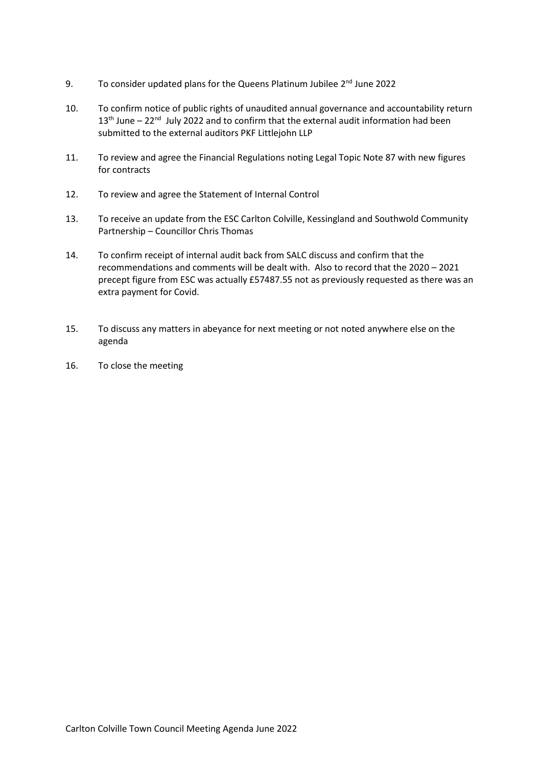9. To consider updated plans for the Queens Platinum Jubilee 2nd June 2022

10. To confirm notice of public rights of unaudited annual governance and accountability return 13th June – 22nd July 2022 and to confirm that the external audit information had been submitted to the external auditors PKF Littlejohn LLP

11. To review and agree the Financial Regulations noting Legal Topic Note 87 with new figures for contracts

12. To review and agree the Statement of Internal Control

13. To receive an update from the ESC Carlton Colville, Kessingland and Southwold Community Partnership – Councillor Chris Thomas

14. To confirm receipt of internal audit back from SALC discuss and confirm that the recommendations and comments will be dealt with. Also to record that the 2020 – 2021 precept figure from ESC was actually £57487.55 not as previously requested as there was an extra payment for Covid.

15. To discuss any matters in abeyance for next meeting or not noted anywhere else on the agenda

16. To close the meeting